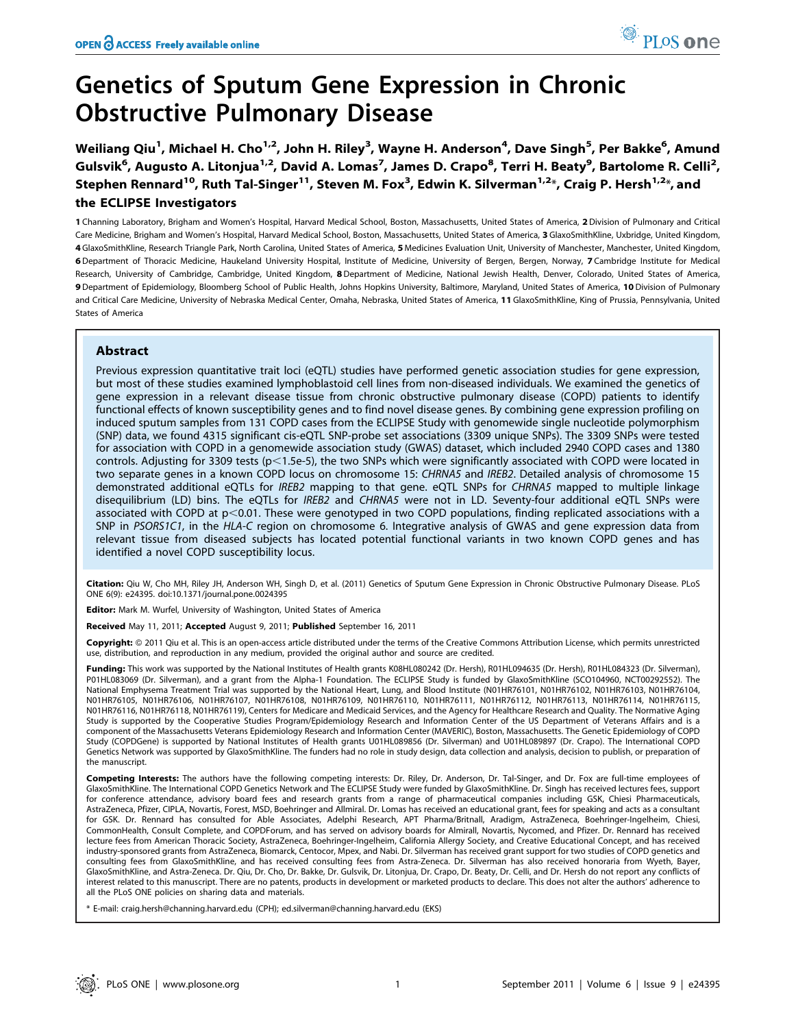# Genetics of Sputum Gene Expression in Chronic Obstructive Pulmonary Disease

**Weiliang Qiu[1], Michael H. Cho[1,2], John H. Riley[3], Wayne H. Anderson[4], Dave Singh[5], Per Bakke[6], Amund Gulsvik[6], Augusto A. Litonjua[1,2], David A. Lomas[7], James D. Crapo[8], Terri H. Beaty[9], Bartolome R. Celli[2], Stephen Rennard[10], Ruth Tal-Singer[11], Steven M. Fox[3], Edwin K. Silverman[1,2]*, Craig P. Hersh[1,2]*, and the ECLIPSE Investigators**

**1** Channing Laboratory, Brigham and Women's Hospital, Harvard Medical School, Boston, Massachusetts, United States of America, **2** Division of Pulmonary and Critical Care Medicine, Brigham and Women's Hospital, Harvard Medical School, Boston, Massachusetts, United States of America, **3** GlaxoSmithKline, Uxbridge, United Kingdom, **4** GlaxoSmithKline, Research Triangle Park, North Carolina, United States of America, **5** Medicines Evaluation Unit, University of Manchester, Manchester, United Kingdom, **6** Department of Thoracic Medicine, Haukeland University Hospital, Institute of Medicine, University of Bergen, Bergen, Norway, **7** Cambridge Institute for Medical Research, University of Cambridge, Cambridge, United Kingdom, **8** Department of Medicine, National Jewish Health, Denver, Colorado, United States of America, **9** Department of Epidemiology, Bloomberg School of Public Health, Johns Hopkins University, Baltimore, Maryland, United States of America, **10** Division of Pulmonary and Critical Care Medicine, University of Nebraska Medical Center, Omaha, Nebraska, United States of America, **11** GlaxoSmithKline, King of Prussia, Pennsylvania, United States of America

## Abstract

Previous expression quantitative trait loci (eQTL) studies have performed genetic association studies for gene expression, but most of these studies examined lymphoblastoid cell lines from non-diseased individuals. We examined the genetics of gene expression in a relevant disease tissue from chronic obstructive pulmonary disease (COPD) patients to identify functional effects of known susceptibility genes and to find novel disease genes. By combining gene expression profiling on induced sputum samples from 131 COPD cases from the ECLIPSE Study with genomewide single nucleotide polymorphism (SNP) data, we found 4315 significant cis-eQTL SNP-probe set associations (3309 unique SNPs). The 3309 SNPs were tested for association with COPD in a genomewide association study (GWAS) dataset, which included 2940 COPD cases and 1380 controls. Adjusting for 3309 tests ($p<1.5e-5$), the two SNPs which were significantly associated with COPD were located in two separate genes in a known COPD locus on chromosome 15: *CHRNA5* and *IREB2*. Detailed analysis of chromosome 15 demonstrated additional eQTLs for *IREB2* mapping to that gene. eQTL SNPs for *CHRNA5* mapped to multiple linkage disequilibrium (LD) bins. The eQTLs for *IREB2* and *CHRNA5* were not in LD. Seventy-four additional eQTL SNPs were associated with COPD at $p<0.01$. These were genotyped in two COPD populations, finding replicated associations with a SNP in *PSORS1C1*, in the *HLA-C* region on chromosome 6. Integrative analysis of GWAS and gene expression data from relevant tissue from diseased subjects has located potential functional variants in two known COPD genes and has identified a novel COPD susceptibility locus.

**Citation:** Qiu W, Cho MH, Riley JH, Anderson WH, Singh D, et al. (2011) Genetics of Sputum Gene Expression in Chronic Obstructive Pulmonary Disease. PLoS ONE 6(9): e24395. doi:10.1371/journal.pone.0024395

**Editor:** Mark M. Wurfel, University of Washington, United States of America

**Received** May 11, 2011; **Accepted** August 9, 2011; **Published** September 16, 2011

**Copyright:** © 2011 Qiu et al. This is an open-access article distributed under the terms of the Creative Commons Attribution License, which permits unrestricted use, distribution, and reproduction in any medium, provided the original author and source are credited.

**Funding:** This work was supported by the National Institutes of Health grants K08HL080242 (Dr. Hersh), R01HL094635 (Dr. Hersh), R01HL084323 (Dr. Silverman), P01HL083069 (Dr. Silverman), and a grant from the Alpha-1 Foundation. The ECLIPSE Study is funded by GlaxoSmithKline (SCO104960, NCT00292552). The National Emphysema Treatment Trial was supported by the National Heart, Lung, and Blood Institute (N01HR76101, N01HR76102, N01HR76103, N01HR76104, N01HR76105, N01HR76106, N01HR76107, N01HR76108, N01HR76109, N01HR76110, N01HR76111, N01HR76112, N01HR76113, N01HR76114, N01HR76115, N01HR76116, N01HR76118, N01HR76119), Centers for Medicare and Medicaid Services, and the Agency for Healthcare Research and Quality. The Normative Aging Study is supported by the Cooperative Studies Program/Epidemiology Research and Information Center of the US Department of Veterans Affairs and is a component of the Massachusetts Veterans Epidemiology Research and Information Center (MAVERIC), Boston, Massachusetts. The Genetic Epidemiology of COPD Study (COPDGene) is supported by National Institutes of Health grants U01HL089856 (Dr. Silverman) and U01HL089897 (Dr. Crapo). The International COPD Genetics Network was supported by GlaxoSmithKline. The funders had no role in study design, data collection and analysis, decision to publish, or preparation of the manuscript.

**Competing Interests:** The authors have the following competing interests: Dr. Riley, Dr. Anderson, Dr. Tal-Singer, and Dr. Fox are full-time employees of GlaxoSmithKline. The International COPD Genetics Network and The ECLIPSE Study were funded by GlaxoSmithKline. Dr. Singh has received lectures fees, support for conference attendance, advisory board fees and research grants from a range of pharmaceutical companies including GSK, Chiesi Pharmaceuticals, AstraZeneca, Pfizer, CIPLA, Novartis, Forest, MSD, Boehringer and Allmiral. Dr. Lomas has received an educational grant, fees for speaking and acts as a consultant for GSK. Dr. Rennard has consulted for Able Associates, Adelphi Research, APT Pharma/Britnall, Aradigm, AstraZeneca, Boehringer-Ingelheim, Chiesi, CommonHealth, Consult Complete, and COPDForum, and has served on advisory boards for Almirall, Novartis, Nycomed, and Pfizer. Dr. Rennard has received lecture fees from American Thoracic Society, AstraZeneca, Boehringer-Ingelheim, California Allergy Society, and Creative Educational Concept, and has received industry-sponsored grants from AstraZeneca, Biomarck, Centocor, Mpex, and Nabi. Dr. Silverman has received grant support for two studies of COPD genetics and consulting fees from GlaxoSmithKline, and has received consulting fees from Astra-Zeneca. Dr. Silverman has also received honoraria from Wyeth, Bayer, GlaxoSmithKline, and Astra-Zeneca. Dr. Qiu, Dr. Cho, Dr. Bakke, Dr. Gulsvik, Dr. Litonjua, Dr. Crapo, Dr. Beaty, Dr. Celli, and Dr. Hersh do not report any conflicts of interest related to this manuscript. There are no patents, products in development or marketed products to declare. This does not alter the authors' adherence to all the PLoS ONE policies on sharing data and materials.

* E-mail: craig.hersh@channing.harvard.edu (CPH); ed.silverman@channing.harvard.edu (EKS)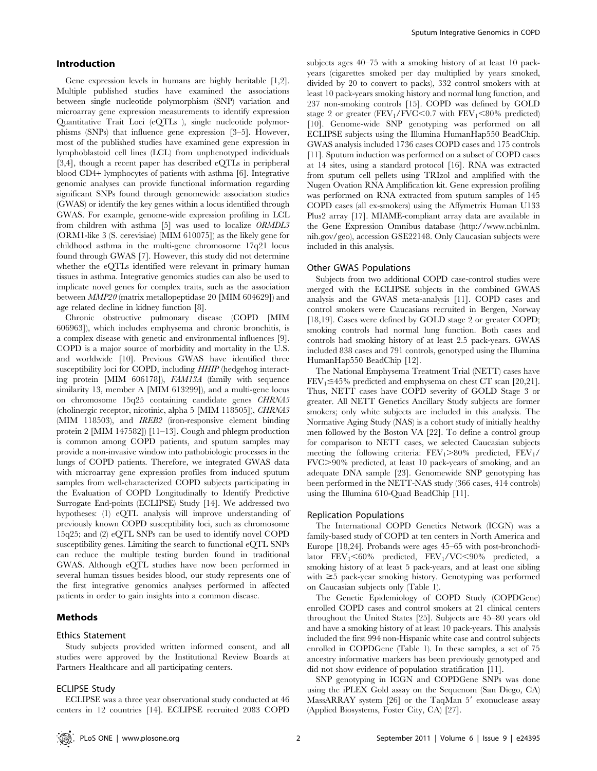## Introduction

Gene expression levels in humans are highly heritable [1,2]. Multiple published studies have examined the associations between single nucleotide polymorphism (SNP) variation and microarray gene expression measurements to identify expression Quantitative Trait Loci (eQTLs ), single nucleotide polymorphisms (SNPs) that influence gene expression [3–5]. However, most of the published studies have examined gene expression in lymphoblastoid cell lines (LCL) from unphenotyped individuals [3,4], though a recent paper has described eQTLs in peripheral blood CD4+ lymphocytes of patients with asthma [6]. Integrative genomic analyses can provide functional information regarding significant SNPs found through genomewide association studies (GWAS) or identify the key genes within a locus identified through GWAS. For example, genome-wide expression profiling in LCL from children with asthma [5] was used to localize *ORMDL3* (ORM1-like 3 (S. cerevisiae) [MIM 610075]) as the likely gene for childhood asthma in the multi-gene chromosome 17q21 locus found through GWAS [7]. However, this study did not determine whether the eQTLs identified were relevant in primary human tissues in asthma. Integrative genomics studies can also be used to implicate novel genes for complex traits, such as the association between *MMP20* (matrix metallopeptidase 20 [MIM 604629]) and age related decline in kidney function [8].

Chronic obstructive pulmonary disease (COPD [MIM 606963]), which includes emphysema and chronic bronchitis, is a complex disease with genetic and environmental influences [9]. COPD is a major source of morbidity and mortality in the U.S. and worldwide [10]. Previous GWAS have identified three susceptibility loci for COPD, including *HHIP* (hedgehog interacting protein [MIM 606178]), *FAM13A* (family with sequence similarity 13, member A [MIM 613299]), and a multi-gene locus on chromosome 15q25 containing candidate genes *CHRNA5* (cholinergic receptor, nicotinic, alpha 5 [MIM 118505]), *CHRNA3* (MIM 118503), and *IREB2* (iron-responsive element binding protein 2 [MIM 147582]) [11–13]. Cough and phlegm production is common among COPD patients, and sputum samples may provide a non-invasive window into pathobiologic processes in the lungs of COPD patients. Therefore, we integrated GWAS data with microarray gene expression profiles from induced sputum samples from well-characterized COPD subjects participating in the Evaluation of COPD Longitudinally to Identify Predictive Surrogate End-points (ECLIPSE) Study [14]. We addressed two hypotheses: (1) eQTL analysis will improve understanding of previously known COPD susceptibility loci, such as chromosome 15q25; and (2) eQTL SNPs can be used to identify novel COPD susceptibility genes. Limiting the search to functional eQTL SNPs can reduce the multiple testing burden found in traditional GWAS. Although eQTL studies have now been performed in several human tissues besides blood, our study represents one of the first integrative genomics analyses performed in affected patients in order to gain insights into a common disease.

## Methods

### Ethics Statement

Study subjects provided written informed consent, and all studies were approved by the Institutional Review Boards at Partners Healthcare and all participating centers.

### ECLIPSE Study

ECLIPSE was a three year observational study conducted at 46 centers in 12 countries [14]. ECLIPSE recruited 2083 COPD subjects ages 40–75 with a smoking history of at least 10 pack-years (cigarettes smoked per day multiplied by years smoked, divided by 20 to convert to packs), 332 control smokers with at least 10 pack-years smoking history and normal lung function, and 237 non-smoking controls [15]. COPD was defined by GOLD stage 2 or greater ($FEV_1/FVC<0.7$ with $FEV_1<80\%$ predicted) [10]. Genome-wide SNP genotyping was performed on all ECLIPSE subjects using the Illumina HumanHap550 BeadChip. GWAS analysis included 1736 cases COPD cases and 175 controls [11]. Sputum induction was performed on a subset of COPD cases at 14 sites, using a standard protocol [16]. RNA was extracted from sputum cell pellets using TRIzol and amplified with the Nugen Ovation RNA Amplification kit. Gene expression profiling was performed on RNA extracted from sputum samples of 145 COPD cases (all ex-smokers) using the Affymetrix Human U133 Plus2 array [17]. MIAME-compliant array data are available in the Gene Expression Omnibus database (http://www.ncbi.nlm.nih.gov/geo), accession GSE22148. Only Caucasian subjects were included in this analysis.

### Other GWAS Populations

Subjects from two additional COPD case-control studies were merged with the ECLIPSE subjects in the combined GWAS analysis and the GWAS meta-analysis [11]. COPD cases and control smokers were Caucasians recruited in Bergen, Norway [18,19]. Cases were defined by GOLD stage 2 or greater COPD; smoking controls had normal lung function. Both cases and controls had smoking history of at least 2.5 pack-years. GWAS included 838 cases and 791 controls, genotyped using the Illumina HumanHap550 BeadChip [12].

The National Emphysema Treatment Trial (NETT) cases have $FEV_1 \leq 45\%$ predicted and emphysema on chest CT scan [20,21]. Thus, NETT cases have COPD severity of GOLD Stage 3 or greater. All NETT Genetics Ancillary Study subjects are former smokers; only white subjects are included in this analysis. The Normative Aging Study (NAS) is a cohort study of initially healthy men followed by the Boston VA [22]. To define a control group for comparison to NETT cases, we selected Caucasian subjects meeting the following criteria: $FEV_1>80\%$ predicted, $FEV_1/FVC>90\%$ predicted, at least 10 pack-years of smoking, and an adequate DNA sample [23]. Genomewide SNP genotyping has been performed in the NETT-NAS study (366 cases, 414 controls) using the Illumina 610-Quad BeadChip [11].

### Replication Populations

The International COPD Genetics Network (ICGN) was a family-based study of COPD at ten centers in North America and Europe [18,24]. Probands were ages 45–65 with post-bronchodilator $FEV_1<60\%$ predicted, $FEV_1/VC<90\%$ predicted, a smoking history of at least 5 pack-years, and at least one sibling with $\geq 5$ pack-year smoking history. Genotyping was performed on Caucasian subjects only (Table 1).

The Genetic Epidemiology of COPD Study (COPDGene) enrolled COPD cases and control smokers at 21 clinical centers throughout the United States [25]. Subjects are 45–80 years old and have a smoking history of at least 10 pack-years. This analysis included the first 994 non-Hispanic white case and control subjects enrolled in COPDGene (Table 1). In these samples, a set of 75 ancestry informative markers has been previously genotyped and did not show evidence of population stratification [11].

SNP genotyping in ICGN and COPDGene SNPs was done using the iPLEX Gold assay on the Sequenom (San Diego, CA) MassARRAY system [26] or the TaqMan 5′ exonuclease assay (Applied Biosystems, Foster City, CA) [27].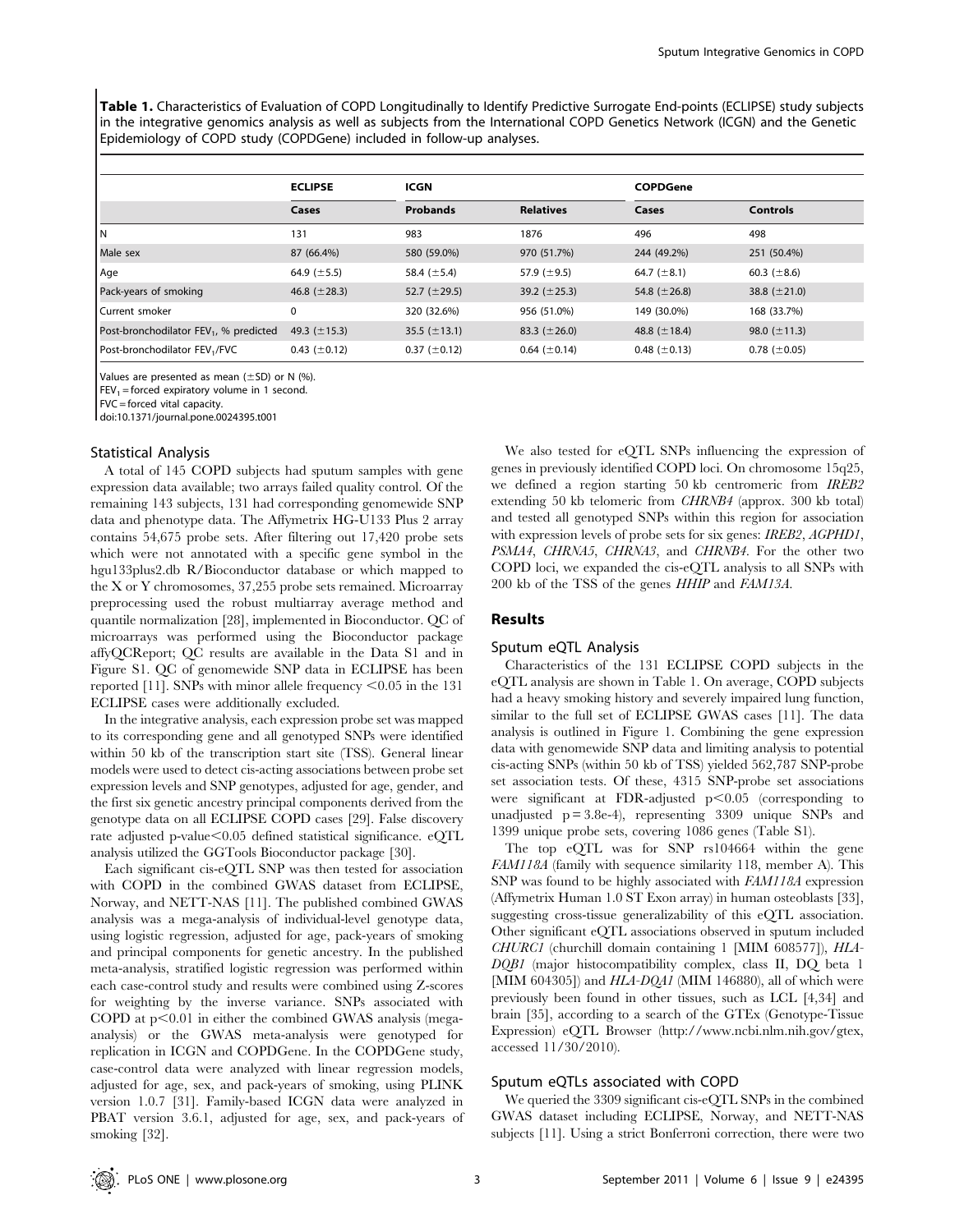**Table 1.** Characteristics of Evaluation of COPD Longitudinally to Identify Predictive Surrogate End-points (ECLIPSE) study subjects in the integrative genomics analysis as well as subjects from the International COPD Genetics Network (ICGN) and the Genetic Epidemiology of COPD study (COPDGene) included in follow-up analyses.

| | ECLIPSE | ICGN | | COPDGene | |
|---|---|---|---|---|---|
| | Cases | Probands | Relatives | Cases | Controls |
| N | 131 | 983 | 1876 | 496 | 498 |
| Male sex | 87 (66.4%) | 580 (59.0%) | 970 (51.7%) | 244 (49.2%) | 251 (50.4%) |
| Age | 64.9 (±5.5) | 58.4 (±5.4) | 57.9 (±9.5) | 64.7 (±8.1) | 60.3 (±8.6) |
| Pack-years of smoking | 46.8 (±28.3) | 52.7 (±29.5) | 39.2 (±25.3) | 54.8 (±26.8) | 38.8 (±21.0) |
| Current smoker | 0 | 320 (32.6%) | 956 (51.0%) | 149 (30.0%) | 168 (33.7%) |
| Post-bronchodilator $FEV_1$, % predicted | 49.3 (±15.3) | 35.5 (±13.1) | 83.3 (±26.0) | 48.8 (±18.4) | 98.0 (±11.3) |
| Post-bronchodilator $FEV_1$/FVC | 0.43 (±0.12) | 0.37 (±0.12) | 0.64 (±0.14) | 0.48 (±0.13) | 0.78 (±0.05) |

Values are presented as mean (±SD) or N (%).
$FEV_1$ = forced expiratory volume in 1 second.
FVC = forced vital capacity.
doi:10.1371/journal.pone.0024395.t001

### Statistical Analysis

A total of 145 COPD subjects had sputum samples with gene expression data available; two arrays failed quality control. Of the remaining 143 subjects, 131 had corresponding genomewide SNP data and phenotype data. The Affymetrix HG-U133 Plus 2 array contains 54,675 probe sets. After filtering out 17,420 probe sets which were not annotated with a specific gene symbol in the hgu133plus2.db R/Bioconductor database or which mapped to the X or Y chromosomes, 37,255 probe sets remained. Microarray preprocessing used the robust multiarray average method and quantile normalization [28], implemented in Bioconductor. QC of microarrays was performed using the Bioconductor package affyQCReport; QC results are available in the Data S1 and in Figure S1. QC of genomewide SNP data in ECLIPSE has been reported [11]. SNPs with minor allele frequency $<0.05$ in the 131 ECLIPSE cases were additionally excluded.

In the integrative analysis, each expression probe set was mapped to its corresponding gene and all genotyped SNPs were identified within 50 kb of the transcription start site (TSS). General linear models were used to detect cis-acting associations between probe set expression levels and SNP genotypes, adjusted for age, gender, and the first six genetic ancestry principal components derived from the genotype data on all ECLIPSE COPD cases [29]. False discovery rate adjusted p-value$<0.05$ defined statistical significance. eQTL analysis utilized the GGTools Bioconductor package [30].

Each significant cis-eQTL SNP was then tested for association with COPD in the combined GWAS dataset from ECLIPSE, Norway, and NETT-NAS [11]. The published combined GWAS analysis was a mega-analysis of individual-level genotype data, using logistic regression, adjusted for age, pack-years of smoking and principal components for genetic ancestry. In the published meta-analysis, stratified logistic regression was performed within each case-control study and results were combined using Z-scores for weighting by the inverse variance. SNPs associated with COPD at $p<0.01$ in either the combined GWAS analysis (mega-analysis) or the GWAS meta-analysis were genotyped for replication in ICGN and COPDGene. In the COPDGene study, case-control data were analyzed with linear regression models, adjusted for age, sex, and pack-years of smoking, using PLINK version 1.0.7 [31]. Family-based ICGN data were analyzed in PBAT version 3.6.1, adjusted for age, sex, and pack-years of smoking [32].

We also tested for eQTL SNPs influencing the expression of genes in previously identified COPD loci. On chromosome 15q25, we defined a region starting 50 kb centromeric from *IREB2* extending 50 kb telomeric from *CHRNB4* (approx. 300 kb total) and tested all genotyped SNPs within this region for association with expression levels of probe sets for six genes: *IREB2*, *AGPHD1*, *PSMA4*, *CHRNA5*, *CHRNA3*, and *CHRNB4*. For the other two COPD loci, we expanded the cis-eQTL analysis to all SNPs with 200 kb of the TSS of the genes *HHIP* and *FAM13A*.

## Results

### Sputum eQTL Analysis

Characteristics of the 131 ECLIPSE COPD subjects in the eQTL analysis are shown in Table 1. On average, COPD subjects had a heavy smoking history and severely impaired lung function, similar to the full set of ECLIPSE GWAS cases [11]. The data analysis is outlined in Figure 1. Combining the gene expression data with genomewide SNP data and limiting analysis to potential cis-acting SNPs (within 50 kb of TSS) yielded 562,787 SNP-probe set association tests. Of these, 4315 SNP-probe set associations were significant at FDR-adjusted $p<0.05$ (corresponding to unadjusted $p = 3.8e\text{-}4$), representing 3309 unique SNPs and 1399 unique probe sets, covering 1086 genes (Table S1).

The top eQTL was for SNP rs104664 within the gene *FAM118A* (family with sequence similarity 118, member A). This SNP was found to be highly associated with *FAM118A* expression (Affymetrix Human 1.0 ST Exon array) in human osteoblasts [33], suggesting cross-tissue generalizability of this eQTL association. Other significant eQTL associations observed in sputum included *CHURC1* (churchill domain containing 1 [MIM 608577]), *HLA-DQB1* (major histocompatibility complex, class II, DQ beta 1 [MIM 604305]) and *HLA-DQA1* (MIM 146880), all of which were previously been found in other tissues, such as LCL [4,34] and brain [35], according to a search of the GTEx (Genotype-Tissue Expression) eQTL Browser (http://www.ncbi.nlm.nih.gov/gtex, accessed 11/30/2010).

### Sputum eQTLs associated with COPD

We queried the 3309 significant cis-eQTL SNPs in the combined GWAS dataset including ECLIPSE, Norway, and NETT-NAS subjects [11]. Using a strict Bonferroni correction, there were two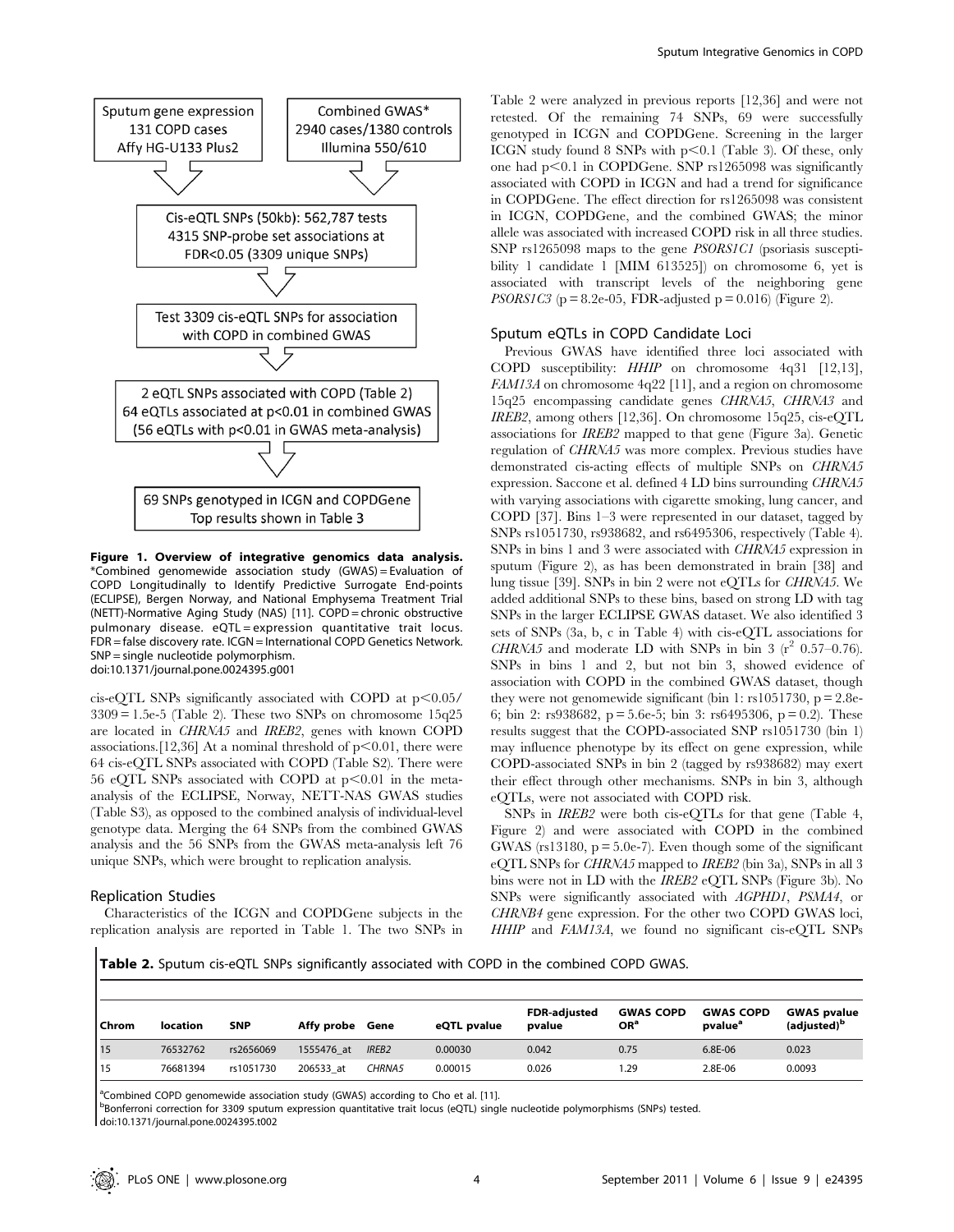Sputum gene expression
131 COPD cases
Affy HG-U133 Plus2

Combined GWAS*
2940 cases/1380 controls
Illumina 550/610

Cis-eQTL SNPs (50kb): 562,787 tests
4315 SNP-probe set associations at FDR<0.05 (3309 unique SNPs)

Test 3309 cis-eQTL SNPs for association with COPD in combined GWAS

2 eQTL SNPs associated with COPD (Table 2)
64 eQTLs associated at p<0.01 in combined GWAS
(56 eQTLs with p<0.01 in GWAS meta-analysis)

69 SNPs genotyped in ICGN and COPDGene
Top results shown in Table 3

**Figure 1. Overview of integrative genomics data analysis.** *Combined genomewide association study (GWAS) = Evaluation of COPD Longitudinally to Identify Predictive Surrogate End-points (ECLIPSE), Bergen Norway, and National Emphysema Treatment Trial (NETT)-Normative Aging Study (NAS) [11]. COPD = chronic obstructive pulmonary disease. eQTL = expression quantitative trait locus. FDR = false discovery rate. ICGN = International COPD Genetics Network. SNP = single nucleotide polymorphism.
doi:10.1371/journal.pone.0024395.g001

cis-eQTL SNPs significantly associated with COPD at $p<0.05/3309 = 1.5e\text{-}5$ (Table 2). These two SNPs on chromosome 15q25 are located in *CHRNA5* and *IREB2*, genes with known COPD associations.[12,36] At a nominal threshold of $p<0.01$, there were 64 cis-eQTL SNPs associated with COPD (Table S2). There were 56 eQTL SNPs associated with COPD at $p<0.01$ in the meta-analysis of the ECLIPSE, Norway, NETT-NAS GWAS studies (Table S3), as opposed to the combined analysis of individual-level genotype data. Merging the 64 SNPs from the combined GWAS analysis and the 56 SNPs from the GWAS meta-analysis left 76 unique SNPs, which were brought to replication analysis.

## Replication Studies

Characteristics of the ICGN and COPDGene subjects in the replication analysis are reported in Table 1. The two SNPs in Table 2 were analyzed in previous reports [12,36] and were not retested. Of the remaining 74 SNPs, 69 were successfully genotyped in ICGN and COPDGene. Screening in the larger ICGN study found 8 SNPs with $p<0.1$ (Table 3). Of these, only one had $p<0.1$ in COPDGene. SNP rs1265098 was significantly associated with COPD in ICGN and had a trend for significance in COPDGene. The effect direction for rs1265098 was consistent in ICGN, COPDGene, and the combined GWAS; the minor allele was associated with increased COPD risk in all three studies. SNP rs1265098 maps to the gene *PSORS1C1* (psoriasis susceptibility 1 candidate 1 [MIM 613525]) on chromosome 6, yet is associated with transcript levels of the neighboring gene *PSORS1C3* ($p = 8.2e\text{-}05$, FDR-adjusted $p = 0.016$) (Figure 2).

## Sputum eQTLs in COPD Candidate Loci

Previous GWAS have identified three loci associated with COPD susceptibility: *HHIP* on chromosome 4q31 [12,13], *FAM13A* on chromosome 4q22 [11], and a region on chromosome 15q25 encompassing candidate genes *CHRNA5*, *CHRNA3* and *IREB2*, among others [12,36]. On chromosome 15q25, cis-eQTL associations for *IREB2* mapped to that gene (Figure 3a). Genetic regulation of *CHRNA5* was more complex. Previous studies have demonstrated cis-acting effects of multiple SNPs on *CHRNA5* expression. Saccone et al. defined 4 LD bins surrounding *CHRNA5* with varying associations with cigarette smoking, lung cancer, and COPD [37]. Bins 1–3 were represented in our dataset, tagged by SNPs rs1051730, rs938682, and rs6495306, respectively (Table 4). SNPs in bins 1 and 3 were associated with *CHRNA5* expression in sputum (Figure 2), as has been demonstrated in brain [38] and lung tissue [39]. SNPs in bin 2 were not eQTLs for *CHRNA5*. We added additional SNPs to these bins, based on strong LD with tag SNPs in the larger ECLIPSE GWAS dataset. We also identified 3 sets of SNPs (3a, b, c in Table 4) with cis-eQTL associations for *CHRNA5* and moderate LD with SNPs in bin 3 ($r^2$ 0.57–0.76). SNPs in bins 1 and 2, but not bin 3, showed evidence of association with COPD in the combined GWAS dataset, though they were not genomewide significant (bin 1: rs1051730, $p = 2.8e\text{-}6$; bin 2: rs938682, $p = 5.6e\text{-}5$; bin 3: rs6495306, $p = 0.2$). These results suggest that the COPD-associated SNP rs1051730 (bin 1) may influence phenotype by its effect on gene expression, while COPD-associated SNPs in bin 2 (tagged by rs938682) may exert their effect through other mechanisms. SNPs in bin 3, although eQTLs, were not associated with COPD risk.

SNPs in *IREB2* were both cis-eQTLs for that gene (Table 4, Figure 2) and were associated with COPD in the combined GWAS (rs13180, $p = 5.0e\text{-}7$). Even though some of the significant eQTL SNPs for *CHRNA5* mapped to *IREB2* (bin 3a), SNPs in all 3 bins were not in LD with the *IREB2* eQTL SNPs (Figure 3b). No SNPs were significantly associated with *AGPHD1*, *PSMA4*, or *CHRNB4* gene expression. For the other two COPD GWAS loci, *HHIP* and *FAM13A*, we found no significant cis-eQTL SNPs

**Table 2.** Sputum cis-eQTL SNPs significantly associated with COPD in the combined COPD GWAS.

| Chrom | location | SNP | Affy probe | Gene | eQTL pvalue | FDR-adjusted pvalue | GWAS COPD OR[a] | GWAS COPD pvalue[a] | GWAS pvalue (adjusted)[b] |
|---|---|---|---|---|---|---|---|---|---|
| 15 | 76532762 | rs2656069 | 1555476_at | *IREB2* | 0.00030 | 0.042 | 0.75 | 6.8E-06 | 0.023 |
| 15 | 76681394 | rs1051730 | 206533_at | *CHRNA5* | 0.00015 | 0.026 | 1.29 | 2.8E-06 | 0.0093 |

[a]Combined COPD genomewide association study (GWAS) according to Cho et al. [11].
[b]Bonferroni correction for 3309 sputum expression quantitative trait locus (eQTL) single nucleotide polymorphisms (SNPs) tested.
doi:10.1371/journal.pone.0024395.t002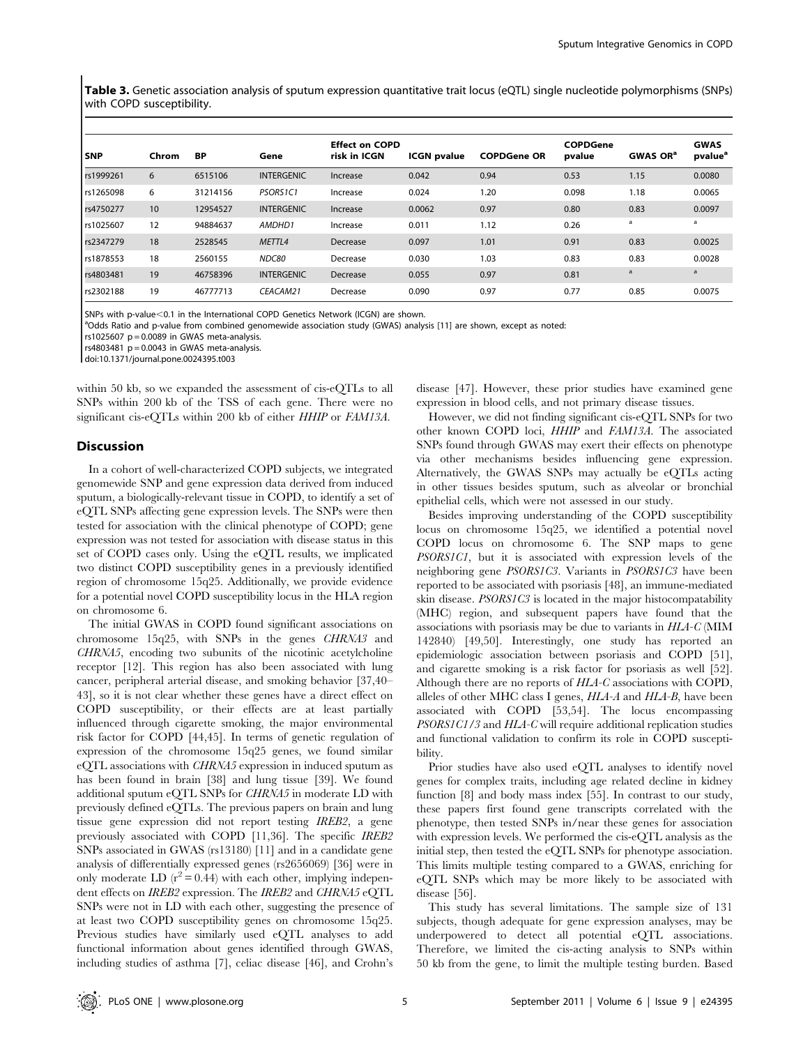**Table 3.** Genetic association analysis of sputum expression quantitative trait locus (eQTL) single nucleotide polymorphisms (SNPs) with COPD susceptibility.

| SNP | Chrom | BP | Gene | Effect on COPD risk in ICGN | ICGN pvalue | COPDGene OR | COPDGene pvalue | GWAS OR[a] | GWAS pvalue[a] |
|---|---|---|---|---|---|---|---|---|---|
| rs1999261 | 6 | 6515106 | INTERGENIC | Increase | 0.042 | 0.94 | 0.53 | 1.15 | 0.0080 |
| rs1265098 | 6 | 31214156 | *PSORS1C1* | Increase | 0.024 | 1.20 | 0.098 | 1.18 | 0.0065 |
| rs4750277 | 10 | 12954527 | INTERGENIC | Increase | 0.0062 | 0.97 | 0.80 | 0.83 | 0.0097 |
| rs1025607 | 12 | 94884637 | *AMDHD1* | Increase | 0.011 | 1.12 | 0.26 | [a] | [a] |
| rs2347279 | 18 | 2528545 | *METTL4* | Decrease | 0.097 | 1.01 | 0.91 | 0.83 | 0.0025 |
| rs1878553 | 18 | 2560155 | *NDC80* | Decrease | 0.030 | 1.03 | 0.83 | 0.83 | 0.0028 |
| rs4803481 | 19 | 46758396 | INTERGENIC | Decrease | 0.055 | 0.97 | 0.81 | [a] | [a] |
| rs2302188 | 19 | 46777713 | *CEACAM21* | Decrease | 0.090 | 0.97 | 0.77 | 0.85 | 0.0075 |

SNPs with p-value<0.1 in the International COPD Genetics Network (ICGN) are shown.

[a]Odds Ratio and p-value from combined genomewide association study (GWAS) analysis [11] are shown, except as noted:

rs1025607 p = 0.0089 in GWAS meta-analysis.

rs4803481 p = 0.0043 in GWAS meta-analysis.

doi:10.1371/journal.pone.0024395.t003

within 50 kb, so we expanded the assessment of cis-eQTLs to all SNPs within 200 kb of the TSS of each gene. There were no significant cis-eQTLs within 200 kb of either *HHIP* or *FAM13A*.

## Discussion

In a cohort of well-characterized COPD subjects, we integrated genomewide SNP and gene expression data derived from induced sputum, a biologically-relevant tissue in COPD, to identify a set of eQTL SNPs affecting gene expression levels. The SNPs were then tested for association with the clinical phenotype of COPD; gene expression was not tested for association with disease status in this set of COPD cases only. Using the eQTL results, we implicated two distinct COPD susceptibility genes in a previously identified region of chromosome 15q25. Additionally, we provide evidence for a potential novel COPD susceptibility locus in the HLA region on chromosome 6.

The initial GWAS in COPD found significant associations on chromosome 15q25, with SNPs in the genes *CHRNA3* and *CHRNA5*, encoding two subunits of the nicotinic acetylcholine receptor [12]. This region has also been associated with lung cancer, peripheral arterial disease, and smoking behavior [37,40–43], so it is not clear whether these genes have a direct effect on COPD susceptibility, or their effects are at least partially influenced through cigarette smoking, the major environmental risk factor for COPD [44,45]. In terms of genetic regulation of expression of the chromosome 15q25 genes, we found similar eQTL associations with *CHRNA5* expression in induced sputum as has been found in brain [38] and lung tissue [39]. We found additional sputum eQTL SNPs for *CHRNA5* in moderate LD with previously defined eQTLs. The previous papers on brain and lung tissue gene expression did not report testing *IREB2*, a gene previously associated with COPD [11,36]. The specific *IREB2* SNPs associated in GWAS (rs13180) [11] and in a candidate gene analysis of differentially expressed genes (rs2656069) [36] were in only moderate LD ($r^2 = 0.44$) with each other, implying independent effects on *IREB2* expression. The *IREB2* and *CHRNA5* eQTL SNPs were not in LD with each other, suggesting the presence of at least two COPD susceptibility genes on chromosome 15q25. Previous studies have similarly used eQTL analyses to add functional information about genes identified through GWAS, including studies of asthma [7], celiac disease [46], and Crohn's disease [47]. However, these prior studies have examined gene expression in blood cells, and not primary disease tissues.

However, we did not finding significant cis-eQTL SNPs for two other known COPD loci, *HHIP* and *FAM13A*. The associated SNPs found through GWAS may exert their effects on phenotype via other mechanisms besides influencing gene expression. Alternatively, the GWAS SNPs may actually be eQTLs acting in other tissues besides sputum, such as alveolar or bronchial epithelial cells, which were not assessed in our study.

Besides improving understanding of the COPD susceptibility locus on chromosome 15q25, we identified a potential novel COPD locus on chromosome 6. The SNP maps to gene *PSORS1C1*, but it is associated with expression levels of the neighboring gene *PSORS1C3*. Variants in *PSORS1C3* have been reported to be associated with psoriasis [48], an immune-mediated skin disease. *PSORS1C3* is located in the major histocompatability (MHC) region, and subsequent papers have found that the associations with psoriasis may be due to variants in *HLA-C* (MIM 142840) [49,50]. Interestingly, one study has reported an epidemiologic association between psoriasis and COPD [51], and cigarette smoking is a risk factor for psoriasis as well [52]. Although there are no reports of *HLA-C* associations with COPD, alleles of other MHC class I genes, *HLA-A* and *HLA-B*, have been associated with COPD [53,54]. The locus encompassing *PSORS1C1/3* and *HLA-C* will require additional replication studies and functional validation to confirm its role in COPD susceptibility.

Prior studies have also used eQTL analyses to identify novel genes for complex traits, including age related decline in kidney function [8] and body mass index [55]. In contrast to our study, these papers first found gene transcripts correlated with the phenotype, then tested SNPs in/near these genes for association with expression levels. We performed the cis-eQTL analysis as the initial step, then tested the eQTL SNPs for phenotype association. This limits multiple testing compared to a GWAS, enriching for eQTL SNPs which may be more likely to be associated with disease [56].

This study has several limitations. The sample size of 131 subjects, though adequate for gene expression analyses, may be underpowered to detect all potential eQTL associations. Therefore, we limited the cis-acting analysis to SNPs within 50 kb from the gene, to limit the multiple testing burden. Based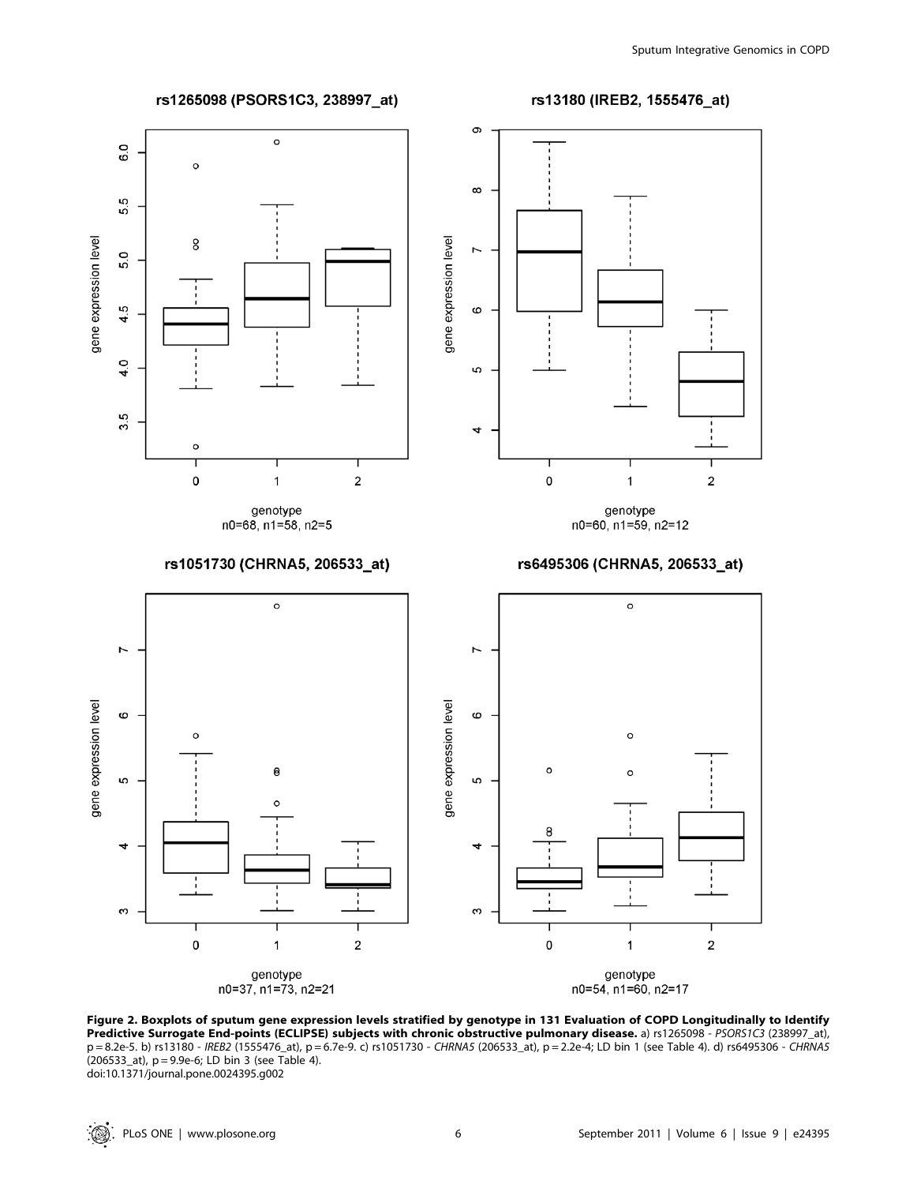**Figure 2. Boxplots of sputum gene expression levels stratified by genotype in 131 Evaluation of COPD Longitudinally to Identify Predictive Surrogate End-points (ECLIPSE) subjects with chronic obstructive pulmonary disease.** a) rs1265098 - *PSORS1C3* (238997_at), p = 8.2e-5. b) rs13180 - *IREB2* (1555476_at), p = 6.7e-9. c) rs1051730 - *CHRNA5* (206533_at), p = 2.2e-4; LD bin 1 (see Table 4). d) rs6495306 - *CHRNA5* (206533_at), p = 9.9e-6; LD bin 3 (see Table 4).
doi:10.1371/journal.pone.0024395.g002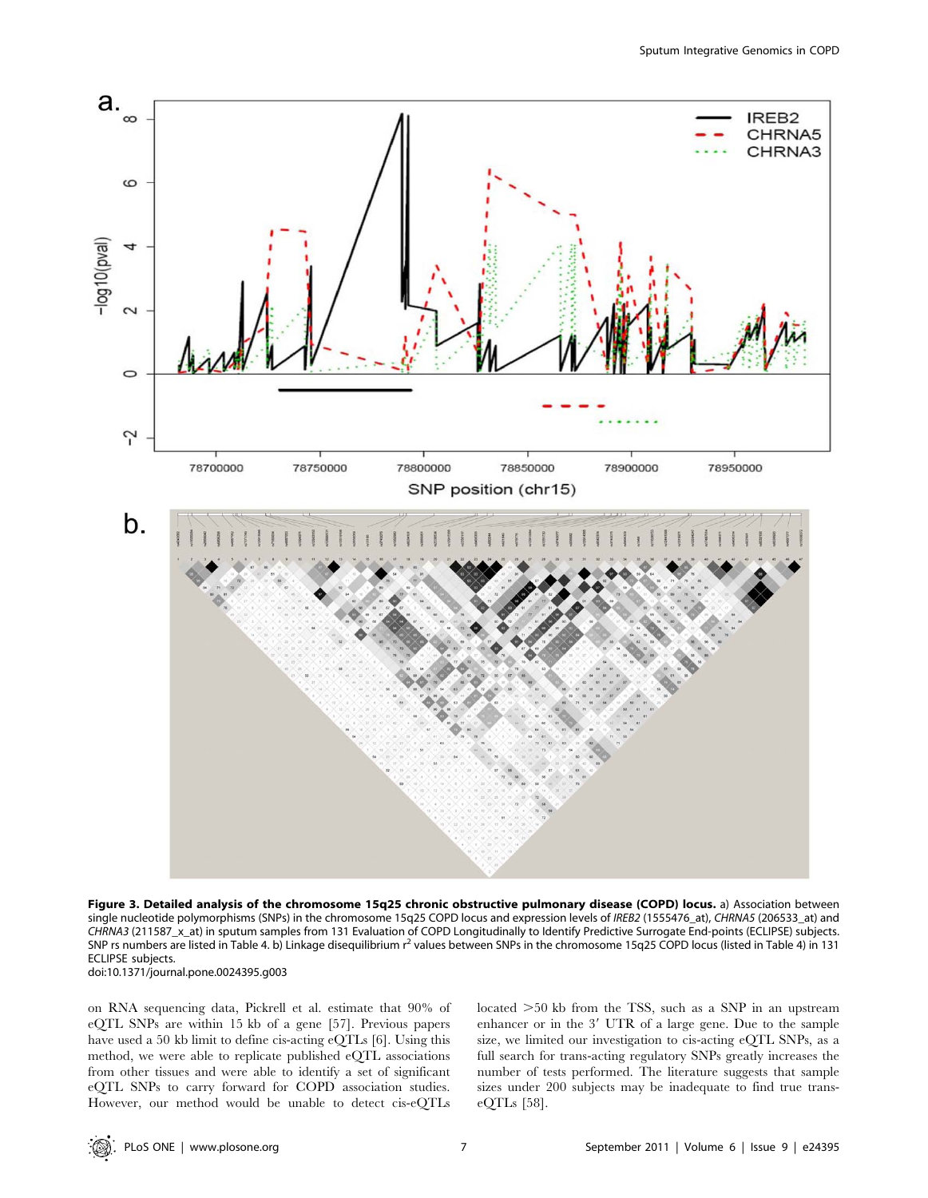**Figure 3. Detailed analysis of the chromosome 15q25 chronic obstructive pulmonary disease (COPD) locus.** a) Association between single nucleotide polymorphisms (SNPs) in the chromosome 15q25 COPD locus and expression levels of *IREB2* (1555476_at), *CHRNA5* (206533_at) and *CHRNA3* (211587_x_at) in sputum samples from 131 Evaluation of COPD Longitudinally to Identify Predictive Surrogate End-points (ECLIPSE) subjects. SNP rs numbers are listed in Table 4. b) Linkage disequilibrium $r^2$ values between SNPs in the chromosome 15q25 COPD locus (listed in Table 4) in 131 ECLIPSE subjects.
doi:10.1371/journal.pone.0024395.g003

on RNA sequencing data, Pickrell et al. estimate that 90% of eQTL SNPs are within 15 kb of a gene [57]. Previous papers have used a 50 kb limit to define cis-acting eQTLs [6]. Using this method, we were able to replicate published eQTL associations from other tissues and were able to identify a set of significant eQTL SNPs to carry forward for COPD association studies. However, our method would be unable to detect cis-eQTLs located >50 kb from the TSS, such as a SNP in an upstream enhancer or in the 3′ UTR of a large gene. Due to the sample size, we limited our investigation to cis-acting eQTL SNPs, as a full search for trans-acting regulatory SNPs greatly increases the number of tests performed. The literature suggests that sample sizes under 200 subjects may be inadequate to find true trans-eQTLs [58].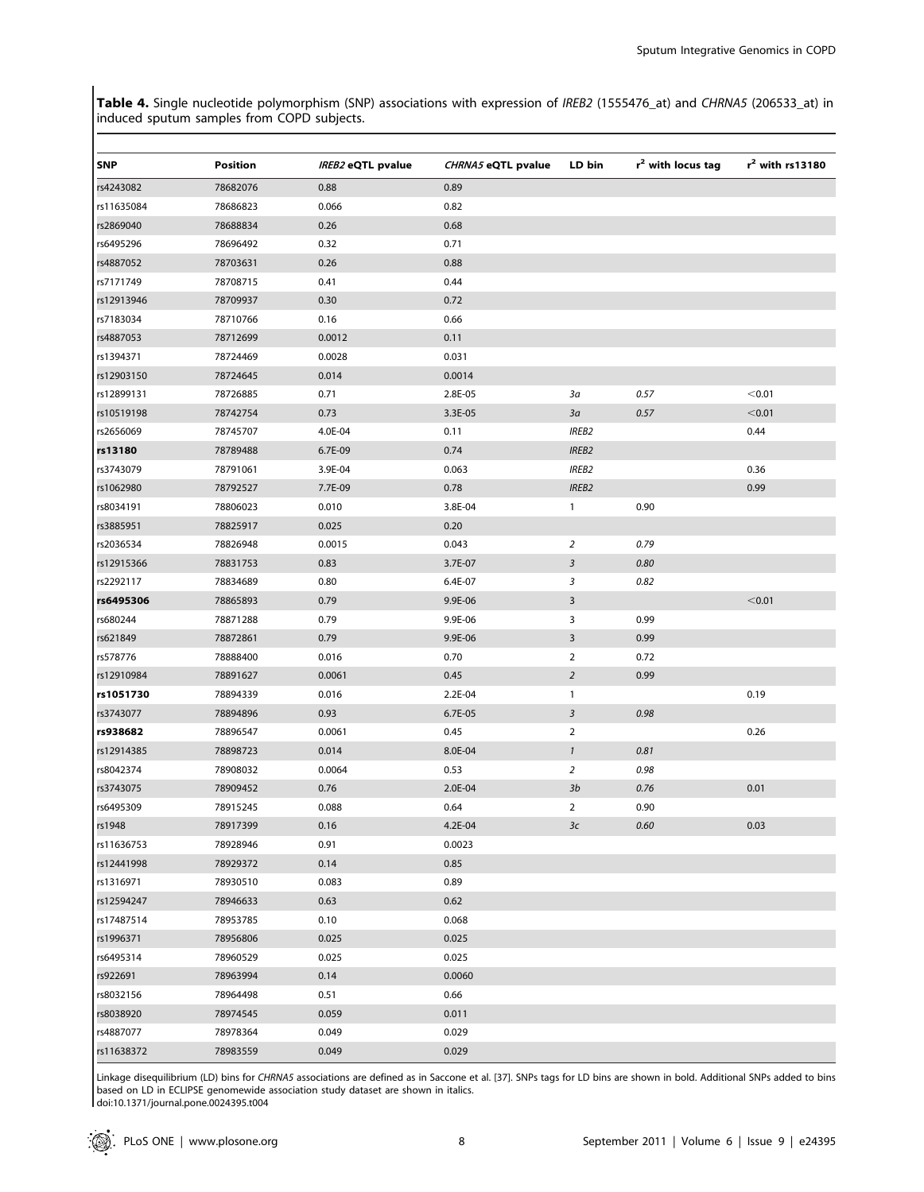**Table 4.** Single nucleotide polymorphism (SNP) associations with expression of *IREB2* (1555476_at) and *CHRNA5* (206533_at) in induced sputum samples from COPD subjects.

| SNP | Position | *IREB2* eQTL pvalue | *CHRNA5* eQTL pvalue | LD bin | $r^2$ with locus tag | $r^2$ with rs13180 |
|---|---|---|---|---|---|---|
| rs4243082 | 78682076 | 0.88 | 0.89 | | | |
| rs11635084 | 78686823 | 0.066 | 0.82 | | | |
| rs2869040 | 78688834 | 0.26 | 0.68 | | | |
| rs6495296 | 78696492 | 0.32 | 0.71 | | | |
| rs4887052 | 78703631 | 0.26 | 0.88 | | | |
| rs7171749 | 78708715 | 0.41 | 0.44 | | | |
| rs12913946 | 78709937 | 0.30 | 0.72 | | | |
| rs7183034 | 78710766 | 0.16 | 0.66 | | | |
| rs4887053 | 78712699 | 0.0012 | 0.11 | | | |
| rs1394371 | 78724469 | 0.0028 | 0.031 | | | |
| rs12903150 | 78724645 | 0.014 | 0.0014 | | | |
| rs12899131 | 78726885 | 0.71 | 2.8E-05 | *3a* | *0.57* | <0.01 |
| rs10519198 | 78742754 | 0.73 | 3.3E-05 | *3a* | *0.57* | <0.01 |
| rs2656069 | 78745707 | 4.0E-04 | 0.11 | *IREB2* | | 0.44 |
| **rs13180** | 78789488 | 6.7E-09 | 0.74 | *IREB2* | | |
| rs3743079 | 78791061 | 3.9E-04 | 0.063 | *IREB2* | | 0.36 |
| rs1062980 | 78792527 | 7.7E-09 | 0.78 | *IREB2* | | 0.99 |
| rs8034191 | 78806023 | 0.010 | 3.8E-04 | 1 | 0.90 | |
| rs3885951 | 78825917 | 0.025 | 0.20 | | | |
| rs2036534 | 78826948 | 0.0015 | 0.043 | *2* | *0.79* | |
| rs12915366 | 78831753 | 0.83 | 3.7E-07 | *3* | *0.80* | |
| rs2292117 | 78834689 | 0.80 | 6.4E-07 | *3* | *0.82* | |
| **rs6495306** | 78865893 | 0.79 | 9.9E-06 | 3 | | <0.01 |
| rs680244 | 78871288 | 0.79 | 9.9E-06 | 3 | 0.99 | |
| rs621849 | 78872861 | 0.79 | 9.9E-06 | 3 | 0.99 | |
| rs578776 | 78888400 | 0.016 | 0.70 | 2 | 0.72 | |
| rs12910984 | 78891627 | 0.0061 | 0.45 | *2* | 0.99 | |
| **rs1051730** | 78894339 | 0.016 | 2.2E-04 | 1 | | 0.19 |
| rs3743077 | 78894896 | 0.93 | 6.7E-05 | *3* | *0.98* | |
| **rs938682** | 78896547 | 0.0061 | 0.45 | 2 | | 0.26 |
| rs12914385 | 78898723 | 0.014 | 8.0E-04 | *1* | *0.81* | |
| rs8042374 | 78908032 | 0.0064 | 0.53 | *2* | *0.98* | |
| rs3743075 | 78909452 | 0.76 | 2.0E-04 | *3b* | *0.76* | 0.01 |
| rs6495309 | 78915245 | 0.088 | 0.64 | 2 | 0.90 | |
| rs1948 | 78917399 | 0.16 | 4.2E-04 | *3c* | *0.60* | 0.03 |
| rs11636753 | 78928946 | 0.91 | 0.0023 | | | |
| rs12441998 | 78929372 | 0.14 | 0.85 | | | |
| rs1316971 | 78930510 | 0.083 | 0.89 | | | |
| rs12594247 | 78946633 | 0.63 | 0.62 | | | |
| rs17487514 | 78953785 | 0.10 | 0.068 | | | |
| rs1996371 | 78956806 | 0.025 | 0.025 | | | |
| rs6495314 | 78960529 | 0.025 | 0.025 | | | |
| rs922691 | 78963994 | 0.14 | 0.0060 | | | |
| rs8032156 | 78964498 | 0.51 | 0.66 | | | |
| rs8038920 | 78974545 | 0.059 | 0.011 | | | |
| rs4887077 | 78978364 | 0.049 | 0.029 | | | |
| rs11638372 | 78983559 | 0.049 | 0.029 | | | |

Linkage disequilibrium (LD) bins for *CHRNA5* associations are defined as in Saccone et al. [37]. SNPs tags for LD bins are shown in bold. Additional SNPs added to bins based on LD in ECLIPSE genomewide association study dataset are shown in italics.
doi:10.1371/journal.pone.0024395.t004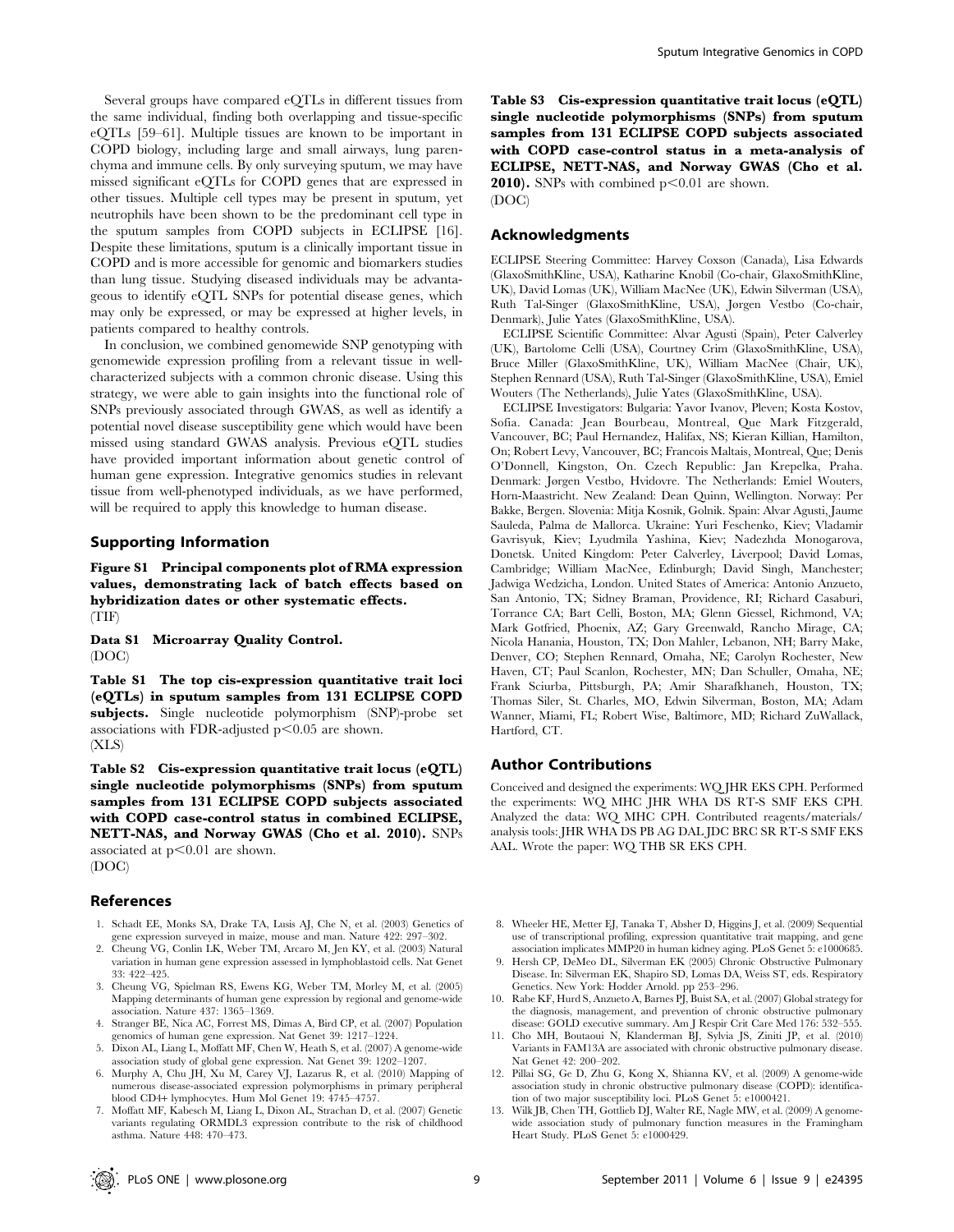Several groups have compared eQTLs in different tissues from the same individual, finding both overlapping and tissue-specific eQTLs [59–61]. Multiple tissues are known to be important in COPD biology, including large and small airways, lung parenchyma and immune cells. By only surveying sputum, we may have missed significant eQTLs for COPD genes that are expressed in other tissues. Multiple cell types may be present in sputum, yet neutrophils have been shown to be the predominant cell type in the sputum samples from COPD subjects in ECLIPSE [16]. Despite these limitations, sputum is a clinically important tissue in COPD and is more accessible for genomic and biomarkers studies than lung tissue. Studying diseased individuals may be advantageous to identify eQTL SNPs for potential disease genes, which may only be expressed, or may be expressed at higher levels, in patients compared to healthy controls.

In conclusion, we combined genomewide SNP genotyping with genomewide expression profiling from a relevant tissue in well-characterized subjects with a common chronic disease. Using this strategy, we were able to gain insights into the functional role of SNPs previously associated through GWAS, as well as identify a potential novel disease susceptibility gene which would have been missed using standard GWAS analysis. Previous eQTL studies have provided important information about genetic control of human gene expression. Integrative genomics studies in relevant tissue from well-phenotyped individuals, as we have performed, will be required to apply this knowledge to human disease.

## Supporting Information

**Figure S1 Principal components plot of RMA expression values, demonstrating lack of batch effects based on hybridization dates or other systematic effects.**
(TIF)

**Data S1 Microarray Quality Control.**
(DOC)

**Table S1 The top cis-expression quantitative trait loci (eQTLs) in sputum samples from 131 ECLIPSE COPD subjects.** Single nucleotide polymorphism (SNP)-probe set associations with FDR-adjusted $p<0.05$ are shown.
(XLS)

**Table S2 Cis-expression quantitative trait locus (eQTL) single nucleotide polymorphisms (SNPs) from sputum samples from 131 ECLIPSE COPD subjects associated with COPD case-control status in combined ECLIPSE, NETT-NAS, and Norway GWAS (Cho et al. 2010).** SNPs associated at $p<0.01$ are shown.
(DOC)

**Table S3 Cis-expression quantitative trait locus (eQTL) single nucleotide polymorphisms (SNPs) from sputum samples from 131 ECLIPSE COPD subjects associated with COPD case-control status in a meta-analysis of ECLIPSE, NETT-NAS, and Norway GWAS (Cho et al. 2010).** SNPs with combined $p<0.01$ are shown.
(DOC)

## Acknowledgments

ECLIPSE Steering Committee: Harvey Coxson (Canada), Lisa Edwards (GlaxoSmithKline, USA), Katharine Knobil (Co-chair, GlaxoSmithKline, UK), David Lomas (UK), William MacNee (UK), Edwin Silverman (USA), Ruth Tal-Singer (GlaxoSmithKline, USA), Jørgen Vestbo (Co-chair, Denmark), Julie Yates (GlaxoSmithKline, USA).

ECLIPSE Scientific Committee: Alvar Agusti (Spain), Peter Calverley (UK), Bartolome Celli (USA), Courtney Crim (GlaxoSmithKline, USA), Bruce Miller (GlaxoSmithKline, UK), William MacNee (Chair, UK), Stephen Rennard (USA), Ruth Tal-Singer (GlaxoSmithKline, USA), Emiel Wouters (The Netherlands), Julie Yates (GlaxoSmithKline, USA).

ECLIPSE Investigators: Bulgaria: Yavor Ivanov, Pleven; Kosta Kostov, Sofia. Canada: Jean Bourbeau, Montreal, Que Mark Fitzgerald, Vancouver, BC; Paul Hernandez, Halifax, NS; Kieran Killian, Hamilton, On; Robert Levy, Vancouver, BC; Francois Maltais, Montreal, Que; Denis O'Donnell, Kingston, On. Czech Republic: Jan Krepelka, Praha. Denmark: Jørgen Vestbo, Hvidovre. The Netherlands: Emiel Wouters, Horn-Maastricht. New Zealand: Dean Quinn, Wellington. Norway: Per Bakke, Bergen. Slovenia: Mitja Kosnik, Golnik. Spain: Alvar Agusti, Jaume Sauleda, Palma de Mallorca. Ukraine: Yuri Feschenko, Kiev; Vladamir Gavrisyuk, Kiev; Lyudmila Yashina, Kiev; Nadezhda Monogarova, Donetsk. United Kingdom: Peter Calverley, Liverpool; David Lomas, Cambridge; William MacNee, Edinburgh; David Singh, Manchester; Jadwiga Wedzicha, London. United States of America: Antonio Anzueto, San Antonio, TX; Sidney Braman, Providence, RI; Richard Casaburi, Torrance CA; Bart Celli, Boston, MA; Glenn Giessel, Richmond, VA; Mark Gotfried, Phoenix, AZ; Gary Greenwald, Rancho Mirage, CA; Nicola Hanania, Houston, TX; Don Mahler, Lebanon, NH; Barry Make, Denver, CO; Stephen Rennard, Omaha, NE; Carolyn Rochester, New Haven, CT; Paul Scanlon, Rochester, MN; Dan Schuller, Omaha, NE; Frank Sciurba, Pittsburgh, PA; Amir Sharafkhaneh, Houston, TX; Thomas Siler, St. Charles, MO, Edwin Silverman, Boston, MA; Adam Wanner, Miami, FL; Robert Wise, Baltimore, MD; Richard ZuWallack, Hartford, CT.

## Author Contributions

Conceived and designed the experiments: WQ JHR EKS CPH. Performed the experiments: WQ MHC JHR WHA DS RT-S SMF EKS CPH. Analyzed the data: WQ MHC CPH. Contributed reagents/materials/analysis tools: JHR WHA DS PB AG DAL JDC BRC SR RT-S SMF EKS AAL. Wrote the paper: WQ THB SR EKS CPH.

## References

1. Schadt EE, Monks SA, Drake TA, Lusis AJ, Che N, et al. (2003) Genetics of gene expression surveyed in maize, mouse and man. Nature 422: 297–302.
2. Cheung VG, Conlin LK, Weber TM, Arcaro M, Jen KY, et al. (2003) Natural variation in human gene expression assessed in lymphoblastoid cells. Nat Genet 33: 422–425.
3. Cheung VG, Spielman RS, Ewens KG, Weber TM, Morley M, et al. (2005) Mapping determinants of human gene expression by regional and genome-wide association. Nature 437: 1365–1369.
4. Stranger BE, Nica AC, Forrest MS, Dimas A, Bird CP, et al. (2007) Population genomics of human gene expression. Nat Genet 39: 1217–1224.
5. Dixon AL, Liang L, Moffatt MF, Chen W, Heath S, et al. (2007) A genome-wide association study of global gene expression. Nat Genet 39: 1202–1207.
6. Murphy A, Chu JH, Xu M, Carey VJ, Lazarus R, et al. (2010) Mapping of numerous disease-associated expression polymorphisms in primary peripheral blood CD4+ lymphocytes. Hum Mol Genet 19: 4745–4757.
7. Moffatt MF, Kabesch M, Liang L, Dixon AL, Strachan D, et al. (2007) Genetic variants regulating ORMDL3 expression contribute to the risk of childhood asthma. Nature 448: 470–473.
8. Wheeler HE, Metter EJ, Tanaka T, Absher D, Higgins J, et al. (2009) Sequential use of transcriptional profiling, expression quantitative trait mapping, and gene association implicates MMP20 in human kidney aging. PLoS Genet 5: e1000685.
9. Hersh CP, DeMeo DL, Silverman EK (2005) Chronic Obstructive Pulmonary Disease. In: Silverman EK, Shapiro SD, Lomas DA, Weiss ST, eds. Respiratory Genetics. New York: Hodder Arnold. pp 253–296.
10. Rabe KF, Hurd S, Anzueto A, Barnes PJ, Buist SA, et al. (2007) Global strategy for the diagnosis, management, and prevention of chronic obstructive pulmonary disease: GOLD executive summary. Am J Respir Crit Care Med 176: 532–555.
11. Cho MH, Boutaoui N, Klanderman BJ, Sylvia JS, Ziniti JP, et al. (2010) Variants in FAM13A are associated with chronic obstructive pulmonary disease. Nat Genet 42: 200–202.
12. Pillai SG, Ge D, Zhu G, Kong X, Shianna KV, et al. (2009) A genome-wide association study in chronic obstructive pulmonary disease (COPD): identification of two major susceptibility loci. PLoS Genet 5: e1000421.
13. Wilk JB, Chen TH, Gottlieb DJ, Walter RE, Nagle MW, et al. (2009) A genome-wide association study of pulmonary function measures in the Framingham Heart Study. PLoS Genet 5: e1000429.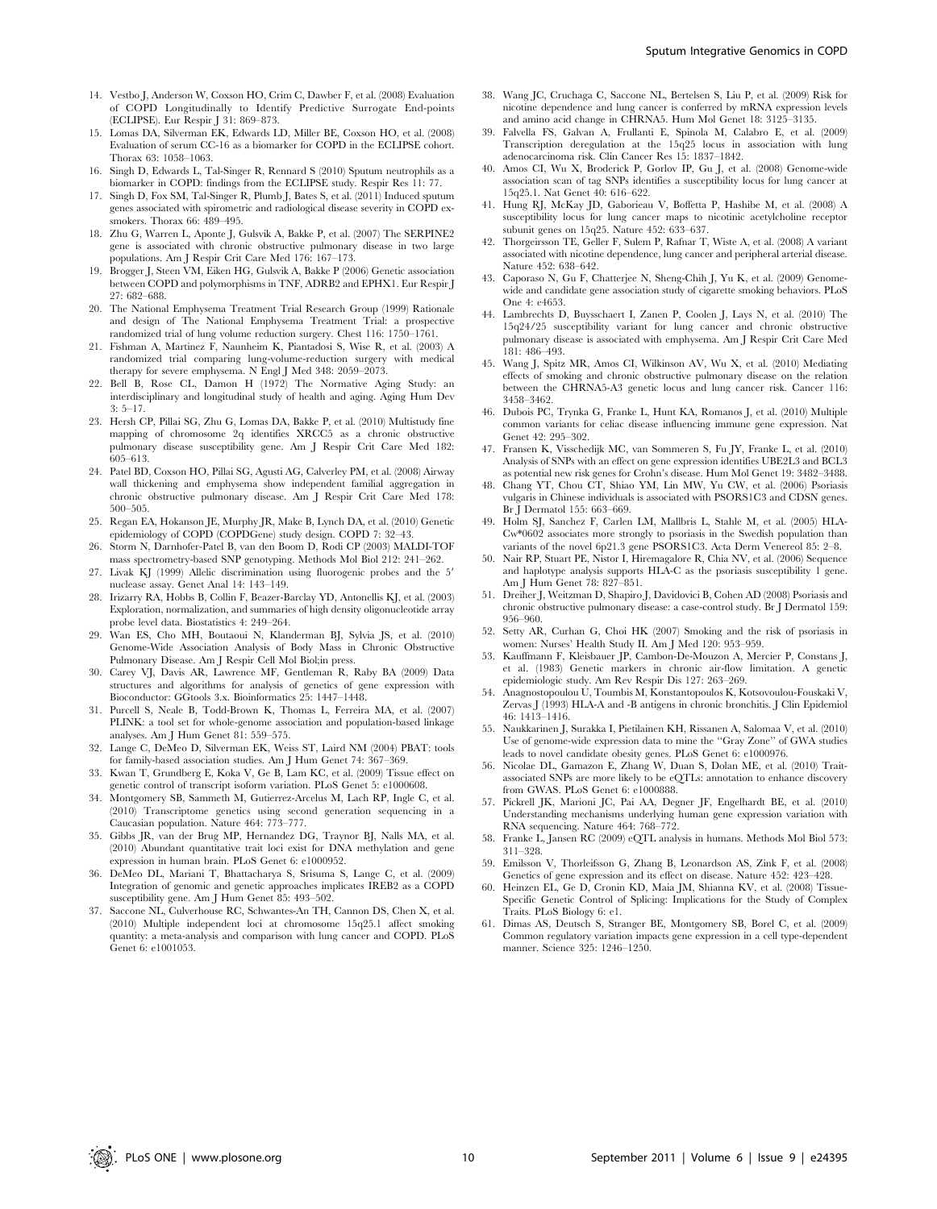14. Vestbo J, Anderson W, Coxson HO, Crim C, Dawber F, et al. (2008) Evaluation of COPD Longitudinally to Identify Predictive Surrogate End-points (ECLIPSE). Eur Respir J 31: 869–873.
15. Lomas DA, Silverman EK, Edwards LD, Miller BE, Coxson HO, et al. (2008) Evaluation of serum CC-16 as a biomarker for COPD in the ECLIPSE cohort. Thorax 63: 1058–1063.
16. Singh D, Edwards L, Tal-Singer R, Rennard S (2010) Sputum neutrophils as a biomarker in COPD: findings from the ECLIPSE study. Respir Res 11: 77.
17. Singh D, Fox SM, Tal-Singer R, Plumb J, Bates S, et al. (2011) Induced sputum genes associated with spirometric and radiological disease severity in COPD ex-smokers. Thorax 66: 489–495.
18. Zhu G, Warren L, Aponte J, Gulsvik A, Bakke P, et al. (2007) The SERPINE2 gene is associated with chronic obstructive pulmonary disease in two large populations. Am J Respir Crit Care Med 176: 167–173.
19. Brogger J, Steen VM, Eiken HG, Gulsvik A, Bakke P (2006) Genetic association between COPD and polymorphisms in TNF, ADRB2 and EPHX1. Eur Respir J 27: 682–688.
20. The National Emphysema Treatment Trial Research Group (1999) Rationale and design of The National Emphysema Treatment Trial: a prospective randomized trial of lung volume reduction surgery. Chest 116: 1750–1761.
21. Fishman A, Martinez F, Naunheim K, Piantadosi S, Wise R, et al. (2003) A randomized trial comparing lung-volume-reduction surgery with medical therapy for severe emphysema. N Engl J Med 348: 2059–2073.
22. Bell B, Rose CL, Damon H (1972) The Normative Aging Study: an interdisciplinary and longitudinal study of health and aging. Aging Hum Dev 3: 5–17.
23. Hersh CP, Pillai SG, Zhu G, Lomas DA, Bakke P, et al. (2010) Multistudy fine mapping of chromosome 2q identifies XRCC5 as a chronic obstructive pulmonary disease susceptibility gene. Am J Respir Crit Care Med 182: 605–613.
24. Patel BD, Coxson HO, Pillai SG, Agusti AG, Calverley PM, et al. (2008) Airway wall thickening and emphysema show independent familial aggregation in chronic obstructive pulmonary disease. Am J Respir Crit Care Med 178: 500–505.
25. Regan EA, Hokanson JE, Murphy JR, Make B, Lynch DA, et al. (2010) Genetic epidemiology of COPD (COPDGene) study design. COPD 7: 32–43.
26. Storm N, Darnhofer-Patel B, van den Boom D, Rodi CP (2003) MALDI-TOF mass spectrometry-based SNP genotyping. Methods Mol Biol 212: 241–262.
27. Livak KJ (1999) Allelic discrimination using fluorogenic probes and the 5′ nuclease assay. Genet Anal 14: 143–149.
28. Irizarry RA, Hobbs B, Collin F, Beazer-Barclay YD, Antonellis KJ, et al. (2003) Exploration, normalization, and summaries of high density oligonucleotide array probe level data. Biostatistics 4: 249–264.
29. Wan ES, Cho MH, Boutaoui N, Klanderman BJ, Sylvia JS, et al. (2010) Genome-Wide Association Analysis of Body Mass in Chronic Obstructive Pulmonary Disease. Am J Respir Cell Mol Biol;in press.
30. Carey VJ, Davis AR, Lawrence MF, Gentleman R, Raby BA (2009) Data structures and algorithms for analysis of genetic of gene expression with Bioconductor: GGtools 3.x. Bioinformatics 25: 1447–1448.
31. Purcell S, Neale B, Todd-Brown K, Thomas L, Ferreira MA, et al. (2007) PLINK: a tool set for whole-genome association and population-based linkage analyses. Am J Hum Genet 81: 559–575.
32. Lange C, DeMeo D, Silverman EK, Weiss ST, Laird NM (2004) PBAT: tools for family-based association studies. Am J Hum Genet 74: 367–369.
33. Kwan T, Grundberg E, Koka V, Ge B, Lam KC, et al. (2009) Tissue effect on genetic control of transcript isoform variation. PLoS Genet 5: e1000608.
34. Montgomery SB, Sammeth M, Gutierrez-Arcelus M, Lach RP, Ingle C, et al. (2010) Transcriptome genetics using second generation sequencing in a Caucasian population. Nature 464: 773–777.
35. Gibbs JR, van der Brug MP, Hernandez DG, Traynor BJ, Nalls MA, et al. (2010) Abundant quantitative trait loci exist for DNA methylation and gene expression in human brain. PLoS Genet 6: e1000952.
36. DeMeo DL, Mariani T, Bhattacharya S, Srisuma S, Lange C, et al. (2009) Integration of genomic and genetic approaches implicates IREB2 as a COPD susceptibility gene. Am J Hum Genet 85: 493–502.
37. Saccone NL, Culverhouse RC, Schwantes-An TH, Cannon DS, Chen X, et al. (2010) Multiple independent loci at chromosome 15q25.1 affect smoking quantity: a meta-analysis and comparison with lung cancer and COPD. PLoS Genet 6: e1001053.
38. Wang JC, Cruchaga C, Saccone NL, Bertelsen S, Liu P, et al. (2009) Risk for nicotine dependence and lung cancer is conferred by mRNA expression levels and amino acid change in CHRNA5. Hum Mol Genet 18: 3125–3135.
39. Falvella FS, Galvan A, Frullanti E, Spinola M, Calabro E, et al. (2009) Transcription deregulation at the 15q25 locus in association with lung adenocarcinoma risk. Clin Cancer Res 15: 1837–1842.
40. Amos CI, Wu X, Broderick P, Gorlov IP, Gu J, et al. (2008) Genome-wide association scan of tag SNPs identifies a susceptibility locus for lung cancer at 15q25.1. Nat Genet 40: 616–622.
41. Hung RJ, McKay JD, Gaborieau V, Boffetta P, Hashibe M, et al. (2008) A susceptibility locus for lung cancer maps to nicotinic acetylcholine receptor subunit genes on 15q25. Nature 452: 633–637.
42. Thorgeirsson TE, Geller F, Sulem P, Rafnar T, Wiste A, et al. (2008) A variant associated with nicotine dependence, lung cancer and peripheral arterial disease. Nature 452: 638–642.
43. Caporaso N, Gu F, Chatterjee N, Sheng-Chih J, Yu K, et al. (2009) Genome-wide and candidate gene association study of cigarette smoking behaviors. PLoS One 4: e4653.
44. Lambrechts D, Buysschaert I, Zanen P, Coolen J, Lays N, et al. (2010) The 15q24/25 susceptibility variant for lung cancer and chronic obstructive pulmonary disease is associated with emphysema. Am J Respir Crit Care Med 181: 486–493.
45. Wang J, Spitz MR, Amos CI, Wilkinson AV, Wu X, et al. (2010) Mediating effects of smoking and chronic obstructive pulmonary disease on the relation between the CHRNA5-A3 genetic locus and lung cancer risk. Cancer 116: 3458–3462.
46. Dubois PC, Trynka G, Franke L, Hunt KA, Romanos J, et al. (2010) Multiple common variants for celiac disease influencing immune gene expression. Nat Genet 42: 295–302.
47. Fransen K, Visschedijk MC, van Sommeren S, Fu JY, Franke L, et al. (2010) Analysis of SNPs with an effect on gene expression identifies UBE2L3 and BCL3 as potential new risk genes for Crohn's disease. Hum Mol Genet 19: 3482–3488.
48. Chang YT, Chou CT, Shiao YM, Lin MW, Yu CW, et al. (2006) Psoriasis vulgaris in Chinese individuals is associated with PSORS1C3 and CDSN genes. Br J Dermatol 155: 663–669.
49. Holm SJ, Sanchez F, Carlen LM, Mallbris L, Stahle M, et al. (2005) HLA-Cw*0602 associates more strongly to psoriasis in the Swedish population than variants of the novel 6p21.3 gene PSORS1C3. Acta Derm Venereol 85: 2–8.
50. Nair RP, Stuart PE, Nistor I, Hiremagalore R, Chia NV, et al. (2006) Sequence and haplotype analysis supports HLA-C as the psoriasis susceptibility 1 gene. Am J Hum Genet 78: 827–851.
51. Dreiher J, Weitzman D, Shapiro J, Davidovici B, Cohen AD (2008) Psoriasis and chronic obstructive pulmonary disease: a case-control study. Br J Dermatol 159: 956–960.
52. Setty AR, Curhan G, Choi HK (2007) Smoking and the risk of psoriasis in women: Nurses' Health Study II. Am J Med 120: 953–959.
53. Kauffmann F, Kleisbauer JP, Cambon-De-Mouzon A, Mercier P, Constans J, et al. (1983) Genetic markers in chronic air-flow limitation. A genetic epidemiologic study. Am Rev Respir Dis 127: 263–269.
54. Anagnostopoulou U, Toumbis M, Konstantopoulos K, Kotsovoulou-Fouskaki V, Zervas J (1993) HLA-A and -B antigens in chronic bronchitis. J Clin Epidemiol 46: 1413–1416.
55. Naukkarinen J, Surakka I, Pietilainen KH, Rissanen A, Salomaa V, et al. (2010) Use of genome-wide expression data to mine the ''Gray Zone'' of GWA studies leads to novel candidate obesity genes. PLoS Genet 6: e1000976.
56. Nicolae DL, Gamazon E, Zhang W, Duan S, Dolan ME, et al. (2010) Trait-associated SNPs are more likely to be eQTLs: annotation to enhance discovery from GWAS. PLoS Genet 6: e1000888.
57. Pickrell JK, Marioni JC, Pai AA, Degner JF, Engelhardt BE, et al. (2010) Understanding mechanisms underlying human gene expression variation with RNA sequencing. Nature 464: 768–772.
58. Franke L, Jansen RC (2009) eQTL analysis in humans. Methods Mol Biol 573: 311–328.
59. Emilsson V, Thorleifsson G, Zhang B, Leonardson AS, Zink F, et al. (2008) Genetics of gene expression and its effect on disease. Nature 452: 423–428.
60. Heinzen EL, Ge D, Cronin KD, Maia JM, Shianna KV, et al. (2008) Tissue-Specific Genetic Control of Splicing: Implications for the Study of Complex Traits. PLoS Biology 6: e1.
61. Dimas AS, Deutsch S, Stranger BE, Montgomery SB, Borel C, et al. (2009) Common regulatory variation impacts gene expression in a cell type-dependent manner. Science 325: 1246–1250.